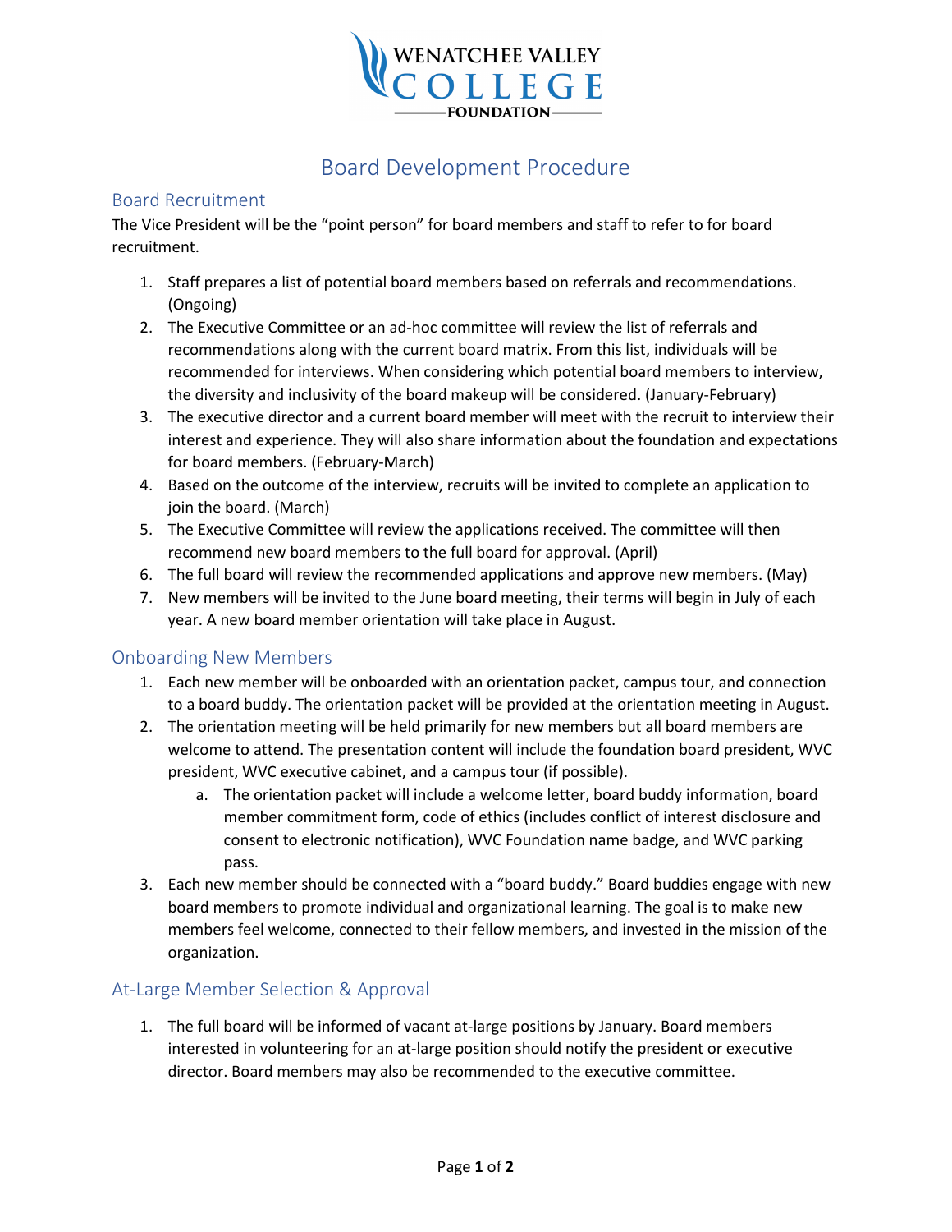WENATCHEE VALLEY COLLEGE FOUNDATION

# Board Development Procedure

## Board Recruitment

The Vice President will be the "point person" for board members and staff to refer to for board recruitment.

1. Staff prepares a list of potential board members based on referrals and recommendations. (Ongoing)
2. The Executive Committee or an ad-hoc committee will review the list of referrals and recommendations along with the current board matrix. From this list, individuals will be recommended for interviews. When considering which potential board members to interview, the diversity and inclusivity of the board makeup will be considered. (January-February)
3. The executive director and a current board member will meet with the recruit to interview their interest and experience. They will also share information about the foundation and expectations for board members. (February-March)
4. Based on the outcome of the interview, recruits will be invited to complete an application to join the board. (March)
5. The Executive Committee will review the applications received. The committee will then recommend new board members to the full board for approval. (April)
6. The full board will review the recommended applications and approve new members. (May)
7. New members will be invited to the June board meeting, their terms will begin in July of each year. A new board member orientation will take place in August.

## Onboarding New Members

1. Each new member will be onboarded with an orientation packet, campus tour, and connection to a board buddy. The orientation packet will be provided at the orientation meeting in August.
2. The orientation meeting will be held primarily for new members but all board members are welcome to attend. The presentation content will include the foundation board president, WVC president, WVC executive cabinet, and a campus tour (if possible).
   a. The orientation packet will include a welcome letter, board buddy information, board member commitment form, code of ethics (includes conflict of interest disclosure and consent to electronic notification), WVC Foundation name badge, and WVC parking pass.
3. Each new member should be connected with a "board buddy." Board buddies engage with new board members to promote individual and organizational learning. The goal is to make new members feel welcome, connected to their fellow members, and invested in the mission of the organization.

## At-Large Member Selection & Approval

1. The full board will be informed of vacant at-large positions by January. Board members interested in volunteering for an at-large position should notify the president or executive director. Board members may also be recommended to the executive committee.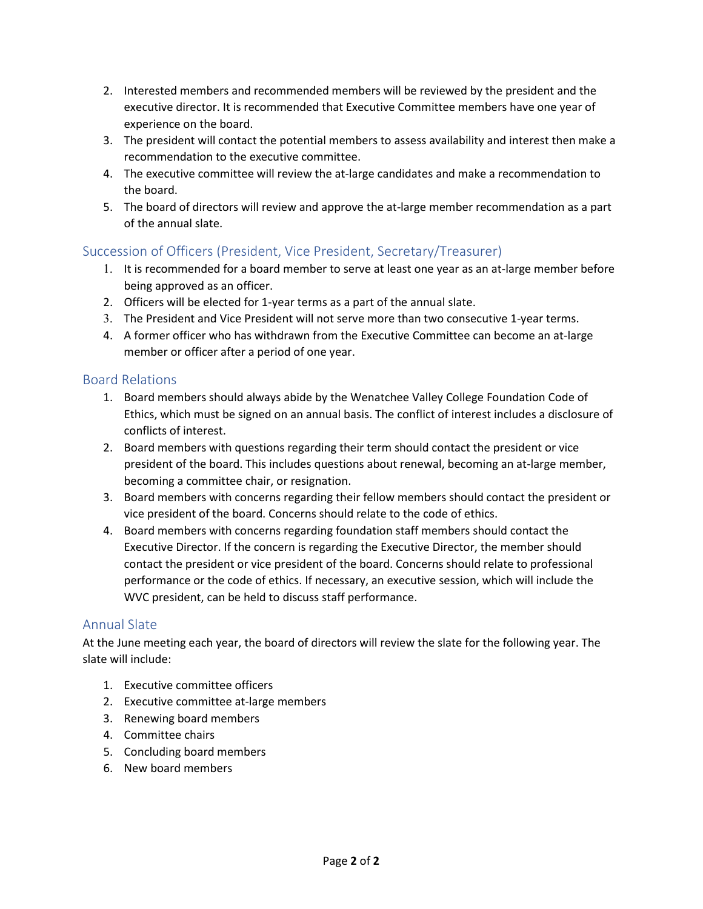2. Interested members and recommended members will be reviewed by the president and the executive director. It is recommended that Executive Committee members have one year of experience on the board.
3. The president will contact the potential members to assess availability and interest then make a recommendation to the executive committee.
4. The executive committee will review the at-large candidates and make a recommendation to the board.
5. The board of directors will review and approve the at-large member recommendation as a part of the annual slate.

## Succession of Officers (President, Vice President, Secretary/Treasurer)

1. It is recommended for a board member to serve at least one year as an at-large member before being approved as an officer.
2. Officers will be elected for 1-year terms as a part of the annual slate.
3. The President and Vice President will not serve more than two consecutive 1-year terms.
4. A former officer who has withdrawn from the Executive Committee can become an at-large member or officer after a period of one year.

## Board Relations

1. Board members should always abide by the Wenatchee Valley College Foundation Code of Ethics, which must be signed on an annual basis. The conflict of interest includes a disclosure of conflicts of interest.
2. Board members with questions regarding their term should contact the president or vice president of the board. This includes questions about renewal, becoming an at-large member, becoming a committee chair, or resignation.
3. Board members with concerns regarding their fellow members should contact the president or vice president of the board. Concerns should relate to the code of ethics.
4. Board members with concerns regarding foundation staff members should contact the Executive Director. If the concern is regarding the Executive Director, the member should contact the president or vice president of the board. Concerns should relate to professional performance or the code of ethics. If necessary, an executive session, which will include the WVC president, can be held to discuss staff performance.

## Annual Slate

At the June meeting each year, the board of directors will review the slate for the following year. The slate will include:

1. Executive committee officers
2. Executive committee at-large members
3. Renewing board members
4. Committee chairs
5. Concluding board members
6. New board members